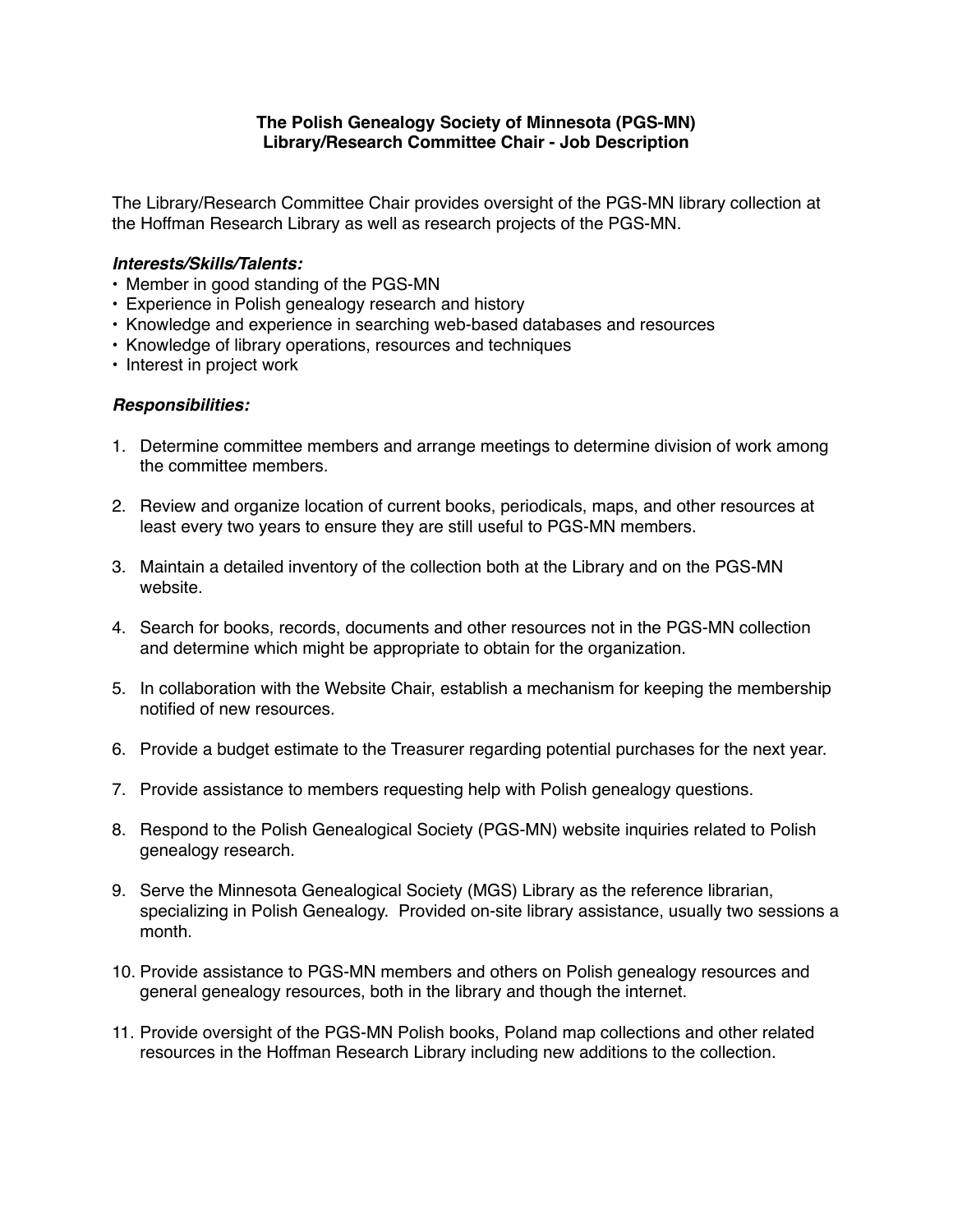**The Polish Genealogy Society of Minnesota (PGS-MN)**
**Library/Research Committee Chair - Job Description**

The Library/Research Committee Chair provides oversight of the PGS-MN library collection at the Hoffman Research Library as well as research projects of the PGS-MN.

***Interests/Skills/Talents:***

- Member in good standing of the PGS-MN
- Experience in Polish genealogy research and history
- Knowledge and experience in searching web-based databases and resources
- Knowledge of library operations, resources and techniques
- Interest in project work

***Responsibilities:***

1. Determine committee members and arrange meetings to determine division of work among the committee members.

2. Review and organize location of current books, periodicals, maps, and other resources at least every two years to ensure they are still useful to PGS-MN members.

3. Maintain a detailed inventory of the collection both at the Library and on the PGS-MN website.

4. Search for books, records, documents and other resources not in the PGS-MN collection and determine which might be appropriate to obtain for the organization.

5. In collaboration with the Website Chair, establish a mechanism for keeping the membership notified of new resources.

6. Provide a budget estimate to the Treasurer regarding potential purchases for the next year.

7. Provide assistance to members requesting help with Polish genealogy questions.

8. Respond to the Polish Genealogical Society (PGS-MN) website inquiries related to Polish genealogy research.

9. Serve the Minnesota Genealogical Society (MGS) Library as the reference librarian, specializing in Polish Genealogy. Provided on-site library assistance, usually two sessions a month.

10. Provide assistance to PGS-MN members and others on Polish genealogy resources and general genealogy resources, both in the library and though the internet.

11. Provide oversight of the PGS-MN Polish books, Poland map collections and other related resources in the Hoffman Research Library including new additions to the collection.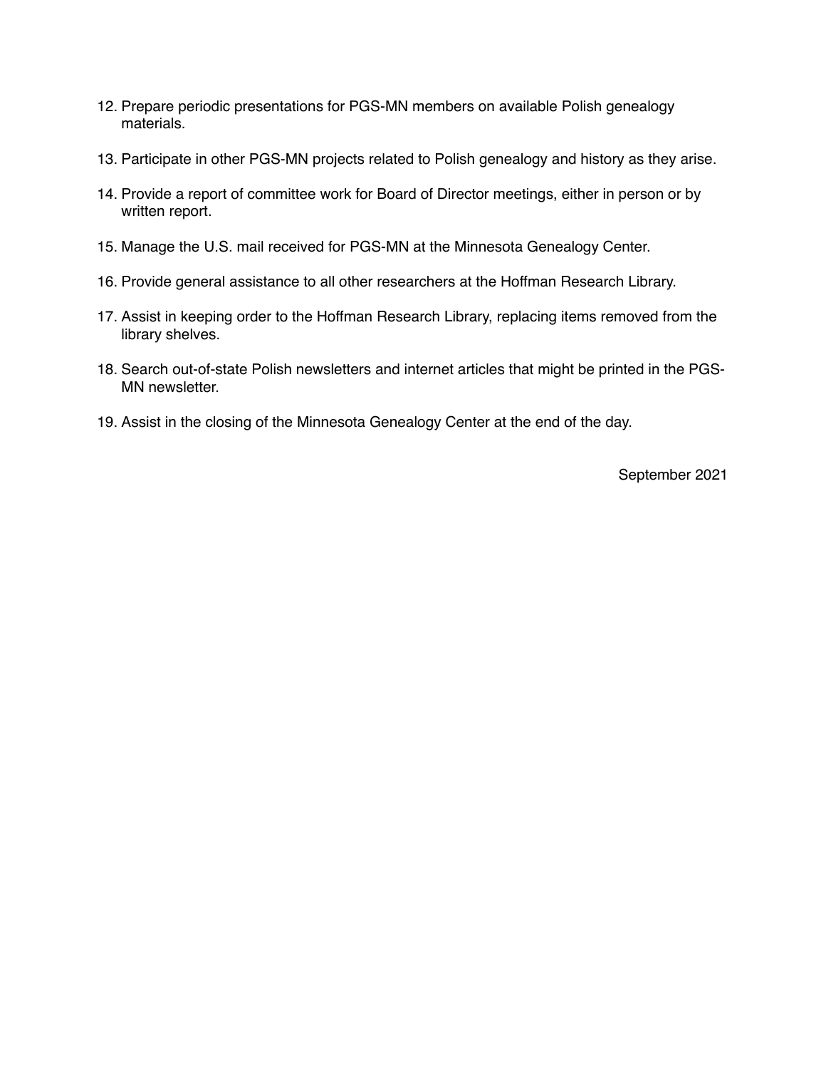12. Prepare periodic presentations for PGS-MN members on available Polish genealogy materials.
13. Participate in other PGS-MN projects related to Polish genealogy and history as they arise.
14. Provide a report of committee work for Board of Director meetings, either in person or by written report.
15. Manage the U.S. mail received for PGS-MN at the Minnesota Genealogy Center.
16. Provide general assistance to all other researchers at the Hoffman Research Library.
17. Assist in keeping order to the Hoffman Research Library, replacing items removed from the library shelves.
18. Search out-of-state Polish newsletters and internet articles that might be printed in the PGS-MN newsletter.
19. Assist in the closing of the Minnesota Genealogy Center at the end of the day.

September 2021